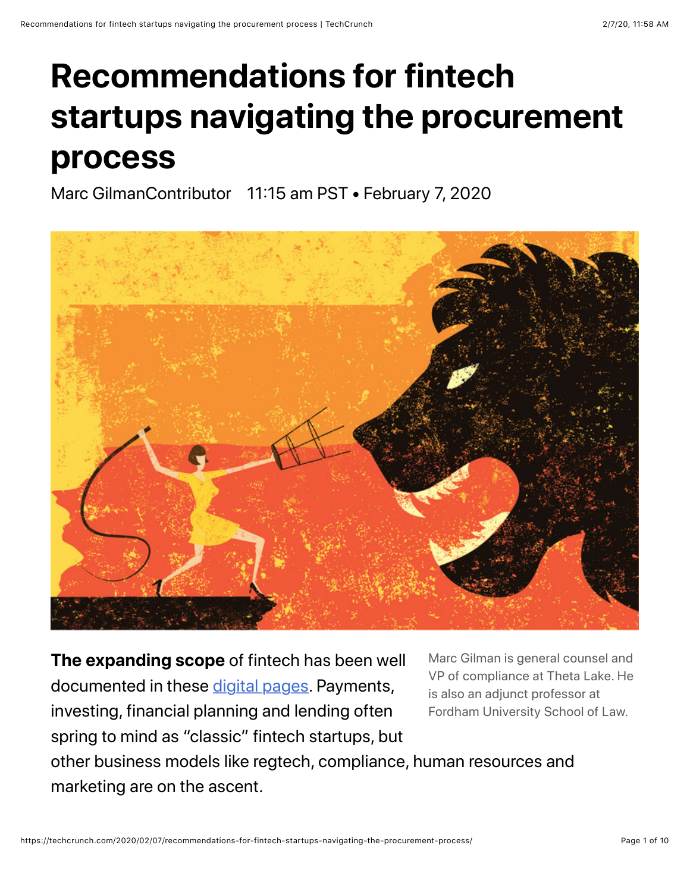# Recommendations for fintech startups navigating the procurement process

Marc GilmanContributor 11:15 am PST • February 7, 2020

Marc Gilman is general counsel and VP of compliance at Theta Lake. He is also an adjunct professor at Fordham University School of Law.

**The expanding scope** of fintech has been well documented in these digital pages. Payments, investing, financial planning and lending often spring to mind as "classic" fintech startups, but other business models like regtech, compliance, human resources and marketing are on the ascent.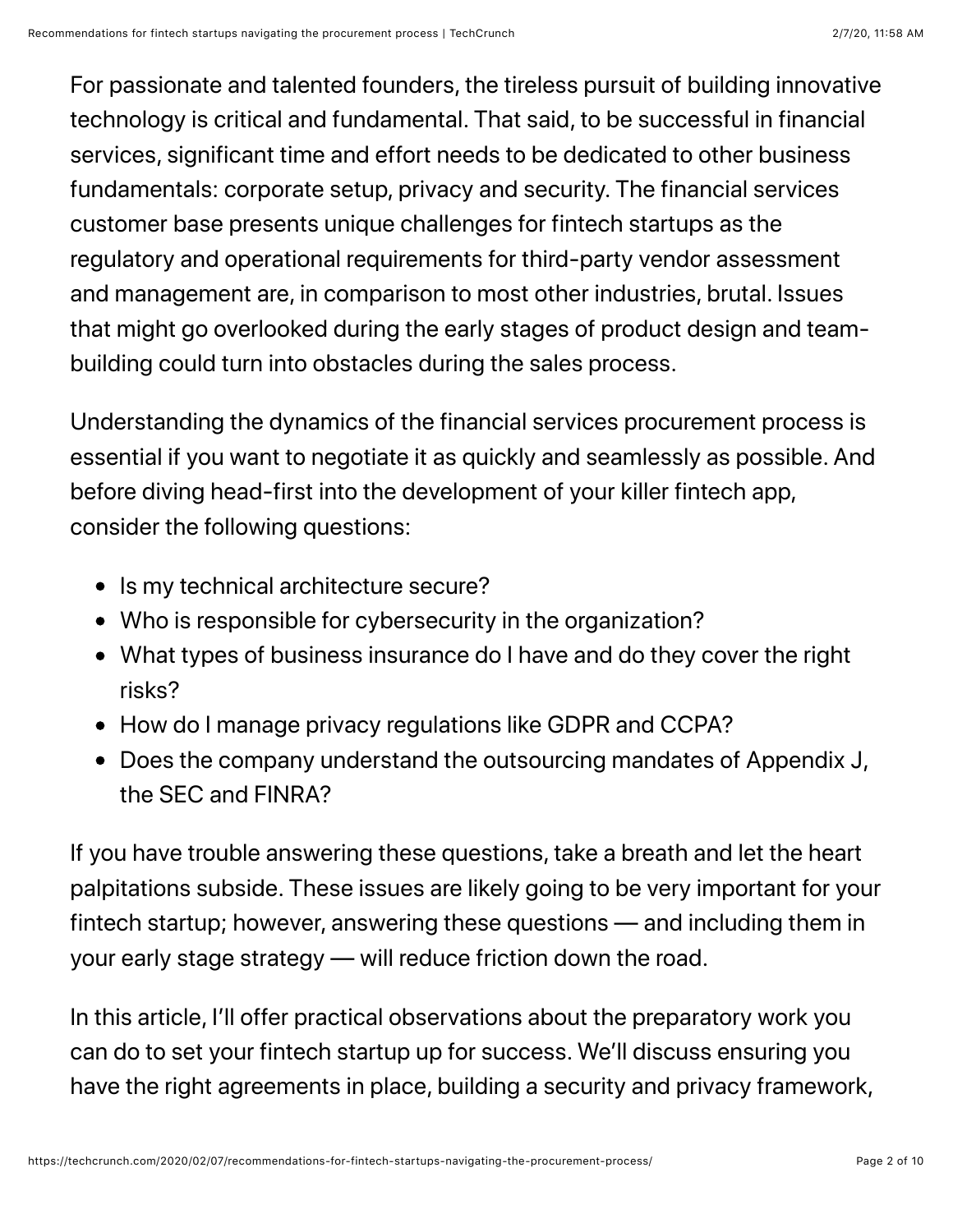For passionate and talented founders, the tireless pursuit of building innovative technology is critical and fundamental. That said, to be successful in financial services, significant time and effort needs to be dedicated to other business fundamentals: corporate setup, privacy and security. The financial services customer base presents unique challenges for fintech startups as the regulatory and operational requirements for third-party vendor assessment and management are, in comparison to most other industries, brutal. Issues that might go overlooked during the early stages of product design and team-building could turn into obstacles during the sales process.

Understanding the dynamics of the financial services procurement process is essential if you want to negotiate it as quickly and seamlessly as possible. And before diving head-first into the development of your killer fintech app, consider the following questions:

- Is my technical architecture secure?
- Who is responsible for cybersecurity in the organization?
- What types of business insurance do I have and do they cover the right risks?
- How do I manage privacy regulations like GDPR and CCPA?
- Does the company understand the outsourcing mandates of Appendix J, the SEC and FINRA?

If you have trouble answering these questions, take a breath and let the heart palpitations subside. These issues are likely going to be very important for your fintech startup; however, answering these questions — and including them in your early stage strategy — will reduce friction down the road.

In this article, I'll offer practical observations about the preparatory work you can do to set your fintech startup up for success. We'll discuss ensuring you have the right agreements in place, building a security and privacy framework,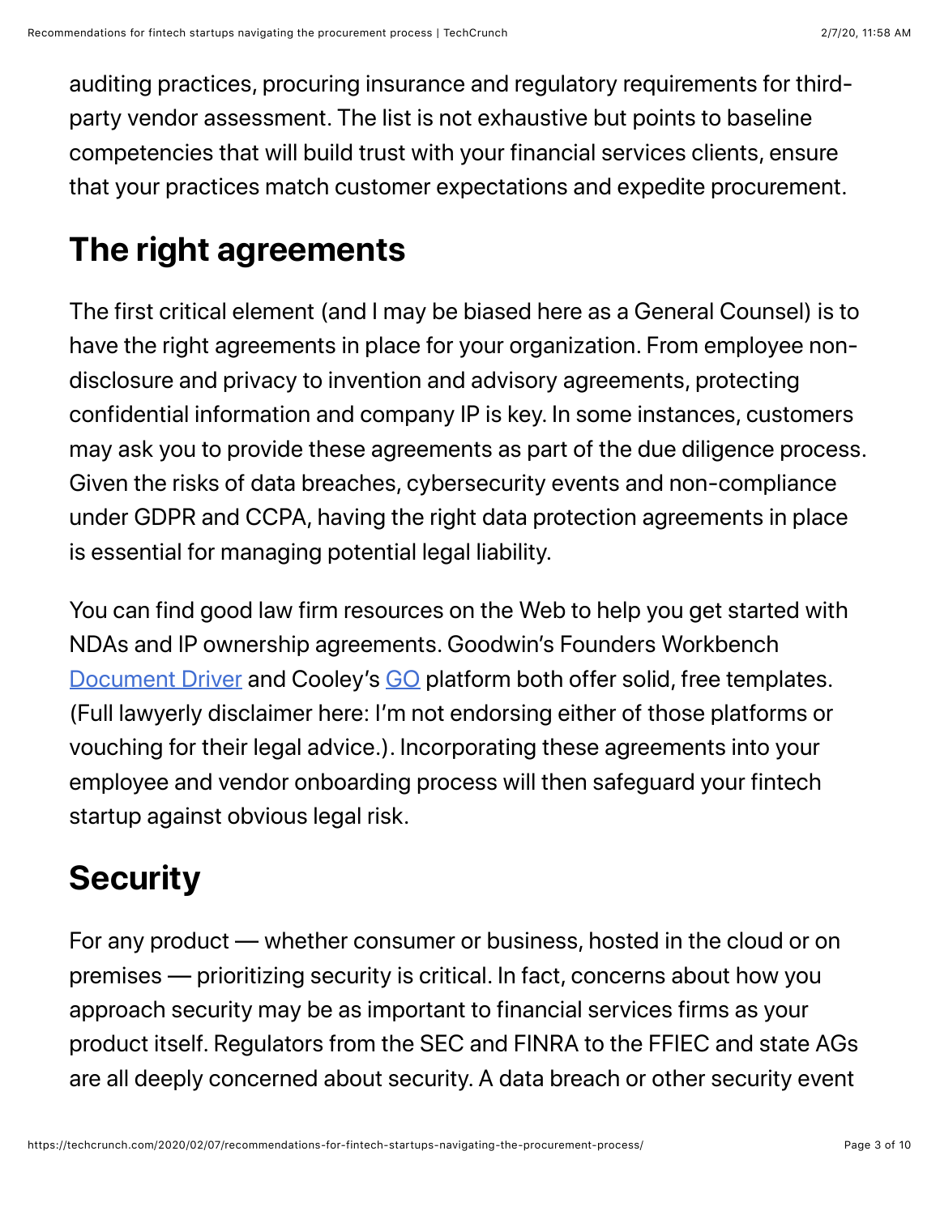auditing practices, procuring insurance and regulatory requirements for third-party vendor assessment. The list is not exhaustive but points to baseline competencies that will build trust with your financial services clients, ensure that your practices match customer expectations and expedite procurement.

## The right agreements

The first critical element (and I may be biased here as a General Counsel) is to have the right agreements in place for your organization. From employee non-disclosure and privacy to invention and advisory agreements, protecting confidential information and company IP is key. In some instances, customers may ask you to provide these agreements as part of the due diligence process. Given the risks of data breaches, cybersecurity events and non-compliance under GDPR and CCPA, having the right data protection agreements in place is essential for managing potential legal liability.

You can find good law firm resources on the Web to help you get started with NDAs and IP ownership agreements. Goodwin's Founders Workbench Document Driver and Cooley's GO platform both offer solid, free templates. (Full lawyerly disclaimer here: I'm not endorsing either of those platforms or vouching for their legal advice.). Incorporating these agreements into your employee and vendor onboarding process will then safeguard your fintech startup against obvious legal risk.

## Security

For any product — whether consumer or business, hosted in the cloud or on premises — prioritizing security is critical. In fact, concerns about how you approach security may be as important to financial services firms as your product itself. Regulators from the SEC and FINRA to the FFIEC and state AGs are all deeply concerned about security. A data breach or other security event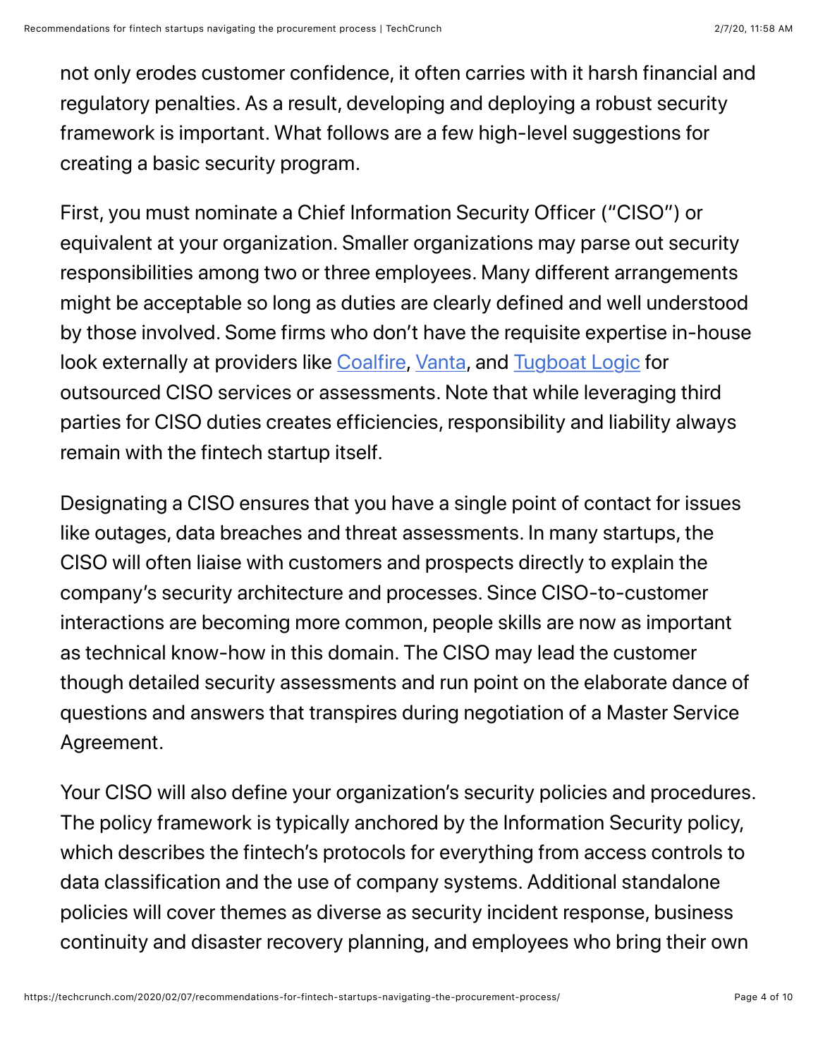not only erodes customer confidence, it often carries with it harsh financial and regulatory penalties. As a result, developing and deploying a robust security framework is important. What follows are a few high-level suggestions for creating a basic security program.

First, you must nominate a Chief Information Security Officer ("CISO") or equivalent at your organization. Smaller organizations may parse out security responsibilities among two or three employees. Many different arrangements might be acceptable so long as duties are clearly defined and well understood by those involved. Some firms who don't have the requisite expertise in-house look externally at providers like [Coalfire](), [Vanta](), and [Tugboat Logic]() for outsourced CISO services or assessments. Note that while leveraging third parties for CISO duties creates efficiencies, responsibility and liability always remain with the fintech startup itself.

Designating a CISO ensures that you have a single point of contact for issues like outages, data breaches and threat assessments. In many startups, the CISO will often liaise with customers and prospects directly to explain the company's security architecture and processes. Since CISO-to-customer interactions are becoming more common, people skills are now as important as technical know-how in this domain. The CISO may lead the customer though detailed security assessments and run point on the elaborate dance of questions and answers that transpires during negotiation of a Master Service Agreement.

Your CISO will also define your organization's security policies and procedures. The policy framework is typically anchored by the Information Security policy, which describes the fintech's protocols for everything from access controls to data classification and the use of company systems. Additional standalone policies will cover themes as diverse as security incident response, business continuity and disaster recovery planning, and employees who bring their own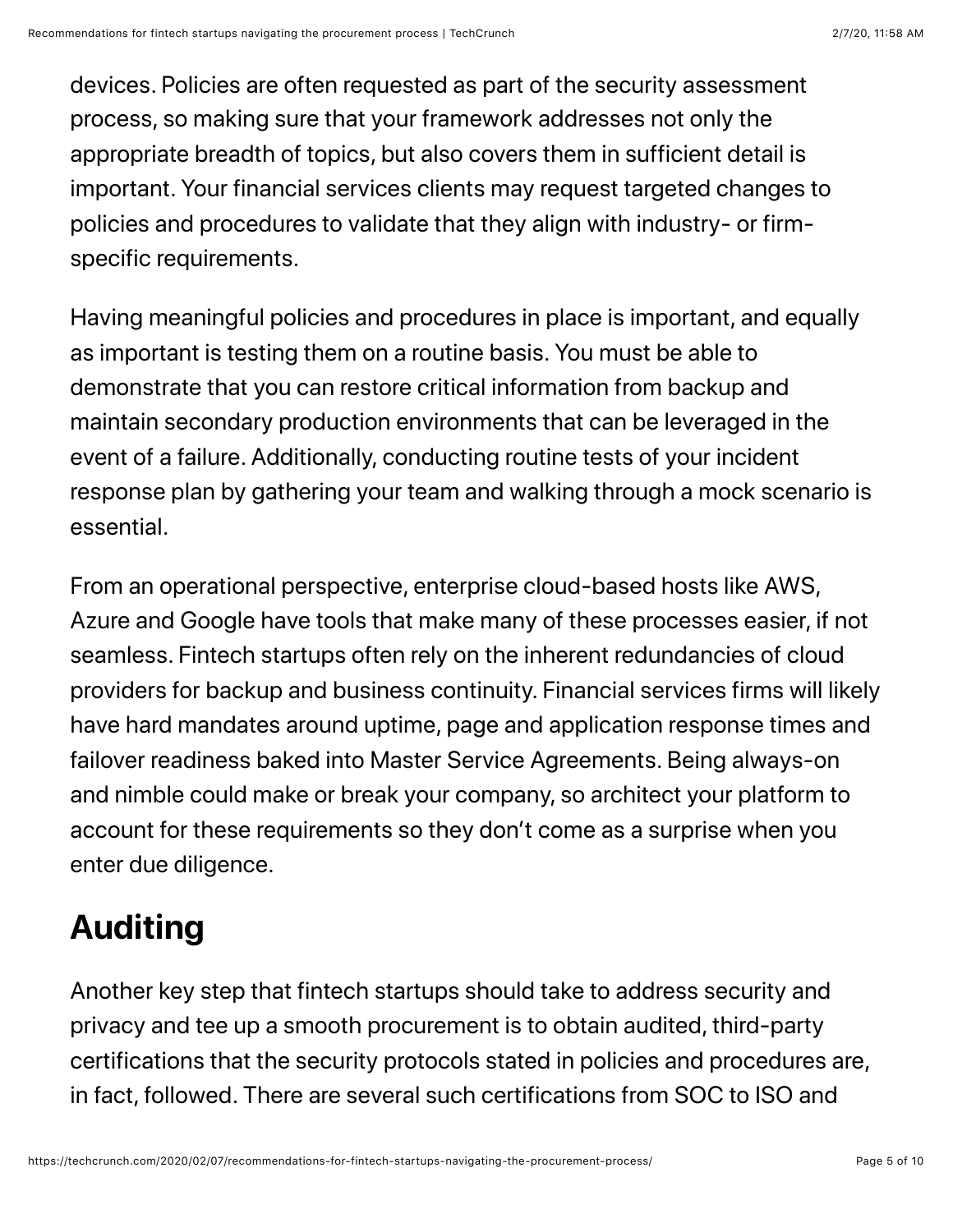devices. Policies are often requested as part of the security assessment process, so making sure that your framework addresses not only the appropriate breadth of topics, but also covers them in sufficient detail is important. Your financial services clients may request targeted changes to policies and procedures to validate that they align with industry- or firm-specific requirements.

Having meaningful policies and procedures in place is important, and equally as important is testing them on a routine basis. You must be able to demonstrate that you can restore critical information from backup and maintain secondary production environments that can be leveraged in the event of a failure. Additionally, conducting routine tests of your incident response plan by gathering your team and walking through a mock scenario is essential.

From an operational perspective, enterprise cloud-based hosts like AWS, Azure and Google have tools that make many of these processes easier, if not seamless. Fintech startups often rely on the inherent redundancies of cloud providers for backup and business continuity. Financial services firms will likely have hard mandates around uptime, page and application response times and failover readiness baked into Master Service Agreements. Being always-on and nimble could make or break your company, so architect your platform to account for these requirements so they don't come as a surprise when you enter due diligence.

## Auditing

Another key step that fintech startups should take to address security and privacy and tee up a smooth procurement is to obtain audited, third-party certifications that the security protocols stated in policies and procedures are, in fact, followed. There are several such certifications from SOC to ISO and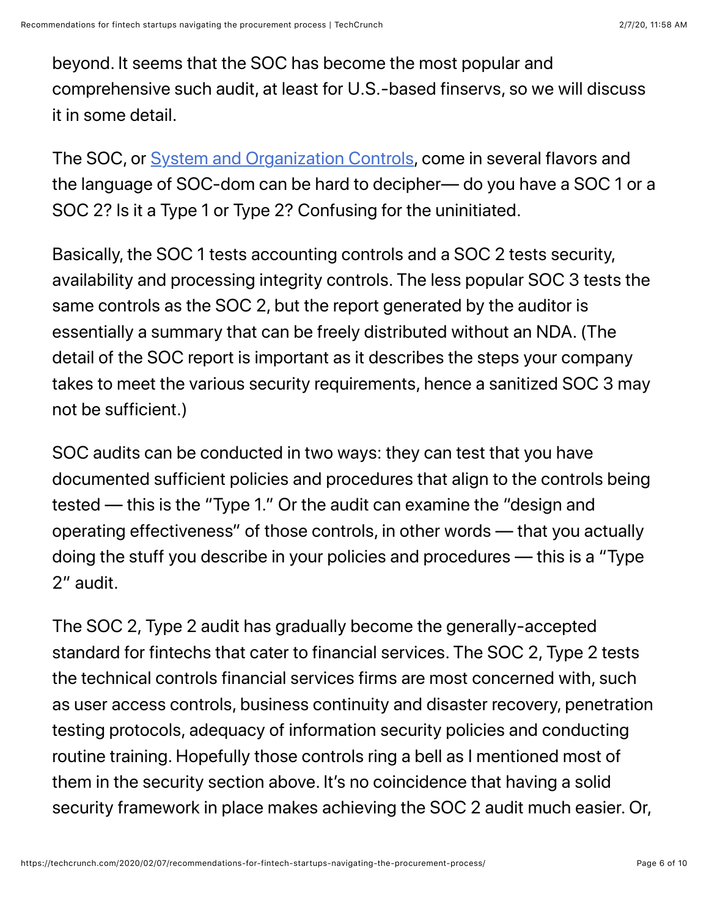beyond. It seems that the SOC has become the most popular and comprehensive such audit, at least for U.S.-based finservs, so we will discuss it in some detail.

The SOC, or [System and Organization Controls](), come in several flavors and the language of SOC-dom can be hard to decipher— do you have a SOC 1 or a SOC 2? Is it a Type 1 or Type 2? Confusing for the uninitiated.

Basically, the SOC 1 tests accounting controls and a SOC 2 tests security, availability and processing integrity controls. The less popular SOC 3 tests the same controls as the SOC 2, but the report generated by the auditor is essentially a summary that can be freely distributed without an NDA. (The detail of the SOC report is important as it describes the steps your company takes to meet the various security requirements, hence a sanitized SOC 3 may not be sufficient.)

SOC audits can be conducted in two ways: they can test that you have documented sufficient policies and procedures that align to the controls being tested — this is the "Type 1." Or the audit can examine the "design and operating effectiveness" of those controls, in other words — that you actually doing the stuff you describe in your policies and procedures — this is a "Type 2" audit.

The SOC 2, Type 2 audit has gradually become the generally-accepted standard for fintechs that cater to financial services. The SOC 2, Type 2 tests the technical controls financial services firms are most concerned with, such as user access controls, business continuity and disaster recovery, penetration testing protocols, adequacy of information security policies and conducting routine training. Hopefully those controls ring a bell as I mentioned most of them in the security section above. It's no coincidence that having a solid security framework in place makes achieving the SOC 2 audit much easier. Or,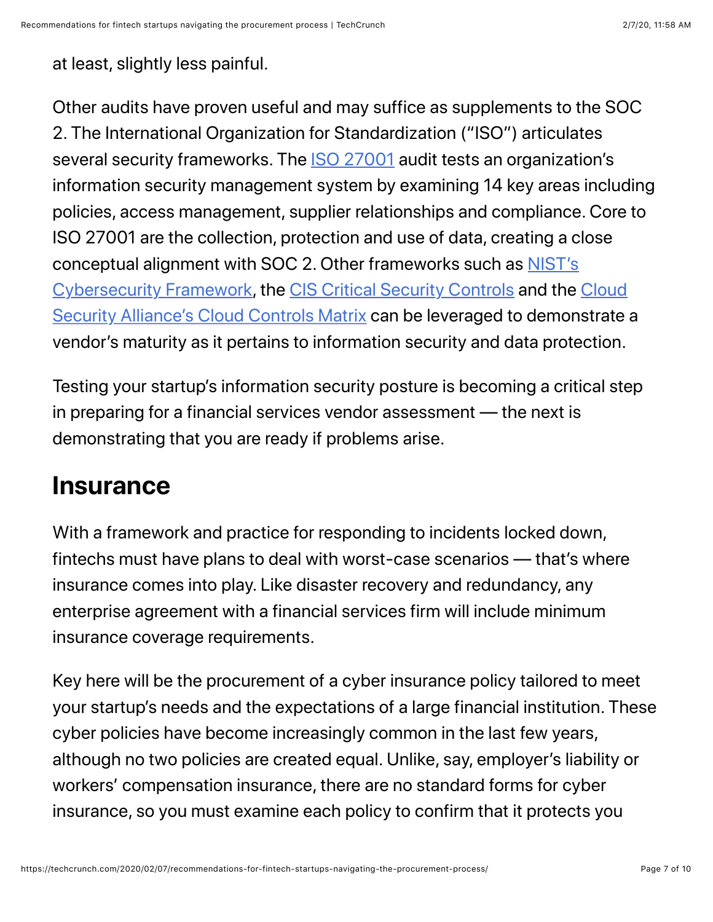at least, slightly less painful.

Other audits have proven useful and may suffice as supplements to the SOC 2. The International Organization for Standardization ("ISO") articulates several security frameworks. The ISO 27001 audit tests an organization's information security management system by examining 14 key areas including policies, access management, supplier relationships and compliance. Core to ISO 27001 are the collection, protection and use of data, creating a close conceptual alignment with SOC 2. Other frameworks such as NIST's Cybersecurity Framework, the CIS Critical Security Controls and the Cloud Security Alliance's Cloud Controls Matrix can be leveraged to demonstrate a vendor's maturity as it pertains to information security and data protection.

Testing your startup's information security posture is becoming a critical step in preparing for a financial services vendor assessment — the next is demonstrating that you are ready if problems arise.

## Insurance

With a framework and practice for responding to incidents locked down, fintechs must have plans to deal with worst-case scenarios — that's where insurance comes into play. Like disaster recovery and redundancy, any enterprise agreement with a financial services firm will include minimum insurance coverage requirements.

Key here will be the procurement of a cyber insurance policy tailored to meet your startup's needs and the expectations of a large financial institution. These cyber policies have become increasingly common in the last few years, although no two policies are created equal. Unlike, say, employer's liability or workers' compensation insurance, there are no standard forms for cyber insurance, so you must examine each policy to confirm that it protects you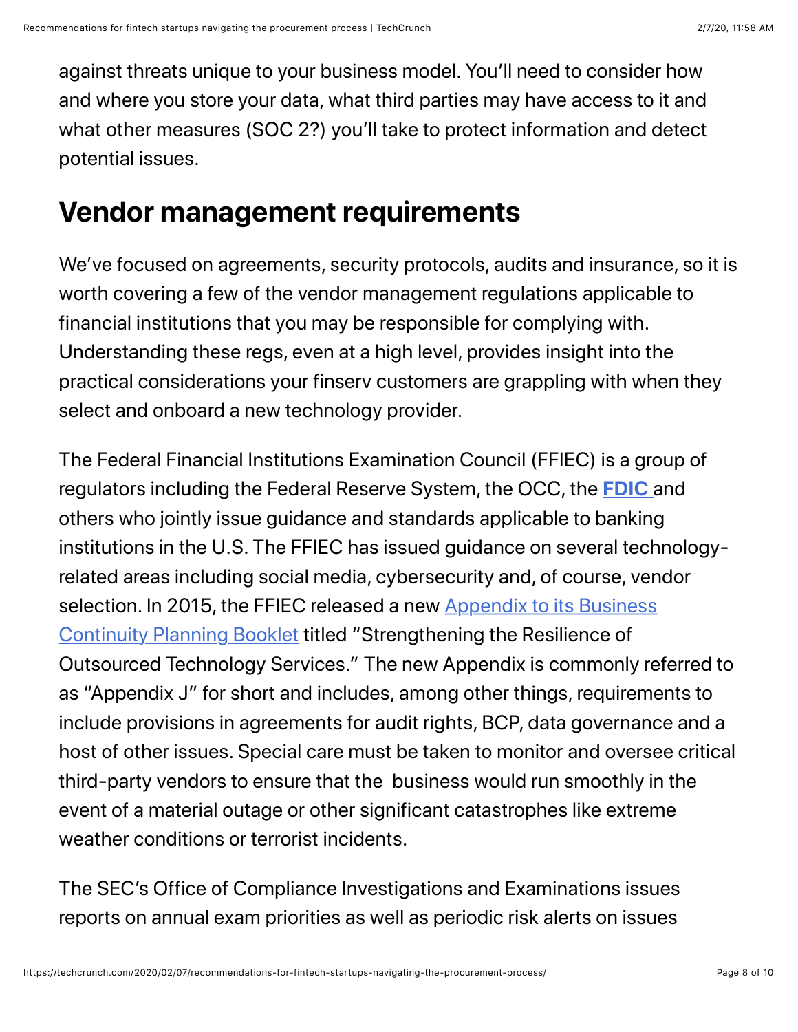against threats unique to your business model. You'll need to consider how and where you store your data, what third parties may have access to it and what other measures (SOC 2?) you'll take to protect information and detect potential issues.

## Vendor management requirements

We've focused on agreements, security protocols, audits and insurance, so it is worth covering a few of the vendor management regulations applicable to financial institutions that you may be responsible for complying with. Understanding these regs, even at a high level, provides insight into the practical considerations your finserv customers are grappling with when they select and onboard a new technology provider.

The Federal Financial Institutions Examination Council (FFIEC) is a group of regulators including the Federal Reserve System, the OCC, the **FDIC** and others who jointly issue guidance and standards applicable to banking institutions in the U.S. The FFIEC has issued guidance on several technology-related areas including social media, cybersecurity and, of course, vendor selection. In 2015, the FFIEC released a new Appendix to its Business Continuity Planning Booklet titled "Strengthening the Resilience of Outsourced Technology Services." The new Appendix is commonly referred to as "Appendix J" for short and includes, among other things, requirements to include provisions in agreements for audit rights, BCP, data governance and a host of other issues. Special care must be taken to monitor and oversee critical third-party vendors to ensure that the business would run smoothly in the event of a material outage or other significant catastrophes like extreme weather conditions or terrorist incidents.

The SEC's Office of Compliance Investigations and Examinations issues reports on annual exam priorities as well as periodic risk alerts on issues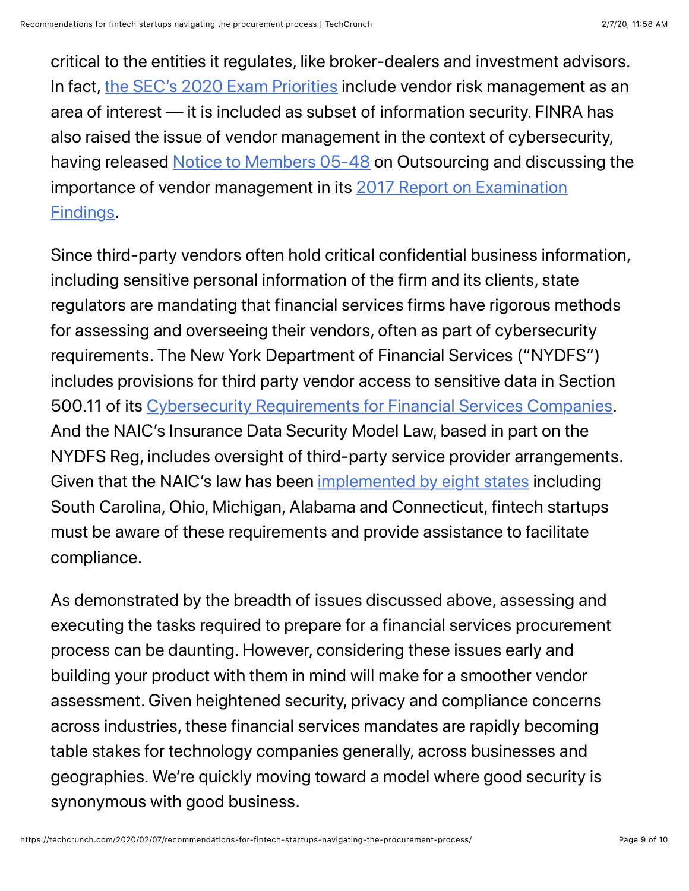critical to the entities it regulates, like broker-dealers and investment advisors. In fact, [the SEC's 2020 Exam Priorities]() include vendor risk management as an area of interest — it is included as subset of information security. FINRA has also raised the issue of vendor management in the context of cybersecurity, having released [Notice to Members 05-48]() on Outsourcing and discussing the importance of vendor management in its [2017 Report on Examination Findings]().

Since third-party vendors often hold critical confidential business information, including sensitive personal information of the firm and its clients, state regulators are mandating that financial services firms have rigorous methods for assessing and overseeing their vendors, often as part of cybersecurity requirements. The New York Department of Financial Services ("NYDFS") includes provisions for third party vendor access to sensitive data in Section 500.11 of its [Cybersecurity Requirements for Financial Services Companies](). And the NAIC's Insurance Data Security Model Law, based in part on the NYDFS Reg, includes oversight of third-party service provider arrangements. Given that the NAIC's law has been [implemented by eight states]() including South Carolina, Ohio, Michigan, Alabama and Connecticut, fintech startups must be aware of these requirements and provide assistance to facilitate compliance.

As demonstrated by the breadth of issues discussed above, assessing and executing the tasks required to prepare for a financial services procurement process can be daunting. However, considering these issues early and building your product with them in mind will make for a smoother vendor assessment. Given heightened security, privacy and compliance concerns across industries, these financial services mandates are rapidly becoming table stakes for technology companies generally, across businesses and geographies. We're quickly moving toward a model where good security is synonymous with good business.